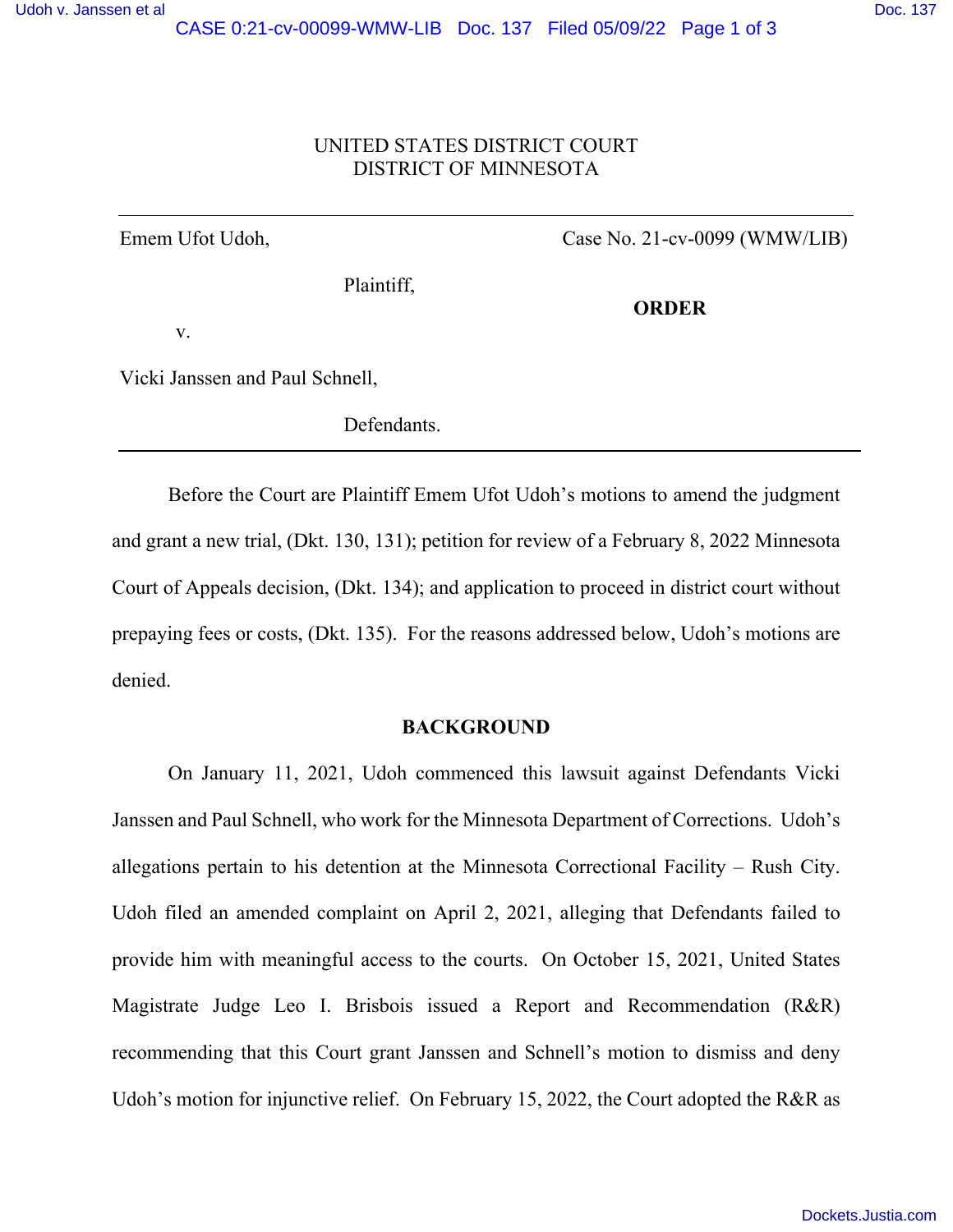UNITED STATES DISTRICT COURT
DISTRICT OF MINNESOTA

---

Emem Ufot Udoh,

Plaintiff,

v.

Vicki Janssen and Paul Schnell,

Defendants.

Case No. 21-cv-0099 (WMW/LIB)

**ORDER**

---

Before the Court are Plaintiff Emem Ufot Udoh's motions to amend the judgment and grant a new trial, (Dkt. 130, 131); petition for review of a February 8, 2022 Minnesota Court of Appeals decision, (Dkt. 134); and application to proceed in district court without prepaying fees or costs, (Dkt. 135). For the reasons addressed below, Udoh's motions are denied.

**BACKGROUND**

On January 11, 2021, Udoh commenced this lawsuit against Defendants Vicki Janssen and Paul Schnell, who work for the Minnesota Department of Corrections. Udoh's allegations pertain to his detention at the Minnesota Correctional Facility – Rush City. Udoh filed an amended complaint on April 2, 2021, alleging that Defendants failed to provide him with meaningful access to the courts. On October 15, 2021, United States Magistrate Judge Leo I. Brisbois issued a Report and Recommendation (R&R) recommending that this Court grant Janssen and Schnell's motion to dismiss and deny Udoh's motion for injunctive relief. On February 15, 2022, the Court adopted the R&R as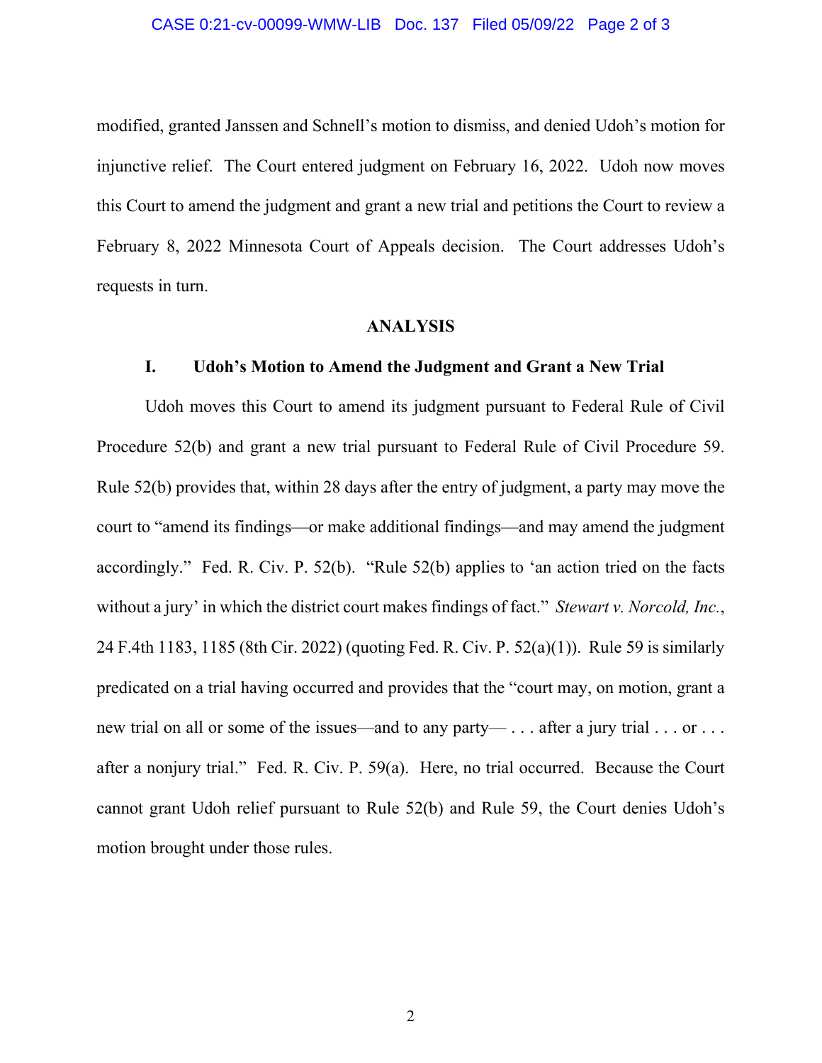modified, granted Janssen and Schnell's motion to dismiss, and denied Udoh's motion for injunctive relief. The Court entered judgment on February 16, 2022. Udoh now moves this Court to amend the judgment and grant a new trial and petitions the Court to review a February 8, 2022 Minnesota Court of Appeals decision. The Court addresses Udoh's requests in turn.

## ANALYSIS

### I. Udoh's Motion to Amend the Judgment and Grant a New Trial

Udoh moves this Court to amend its judgment pursuant to Federal Rule of Civil Procedure 52(b) and grant a new trial pursuant to Federal Rule of Civil Procedure 59. Rule 52(b) provides that, within 28 days after the entry of judgment, a party may move the court to "amend its findings—or make additional findings—and may amend the judgment accordingly." Fed. R. Civ. P. 52(b). "Rule 52(b) applies to 'an action tried on the facts without a jury' in which the district court makes findings of fact." *Stewart v. Norcold, Inc.*, 24 F.4th 1183, 1185 (8th Cir. 2022) (quoting Fed. R. Civ. P. 52(a)(1)). Rule 59 is similarly predicated on a trial having occurred and provides that the "court may, on motion, grant a new trial on all or some of the issues—and to any party— . . . after a jury trial . . . or . . . after a nonjury trial." Fed. R. Civ. P. 59(a). Here, no trial occurred. Because the Court cannot grant Udoh relief pursuant to Rule 52(b) and Rule 59, the Court denies Udoh's motion brought under those rules.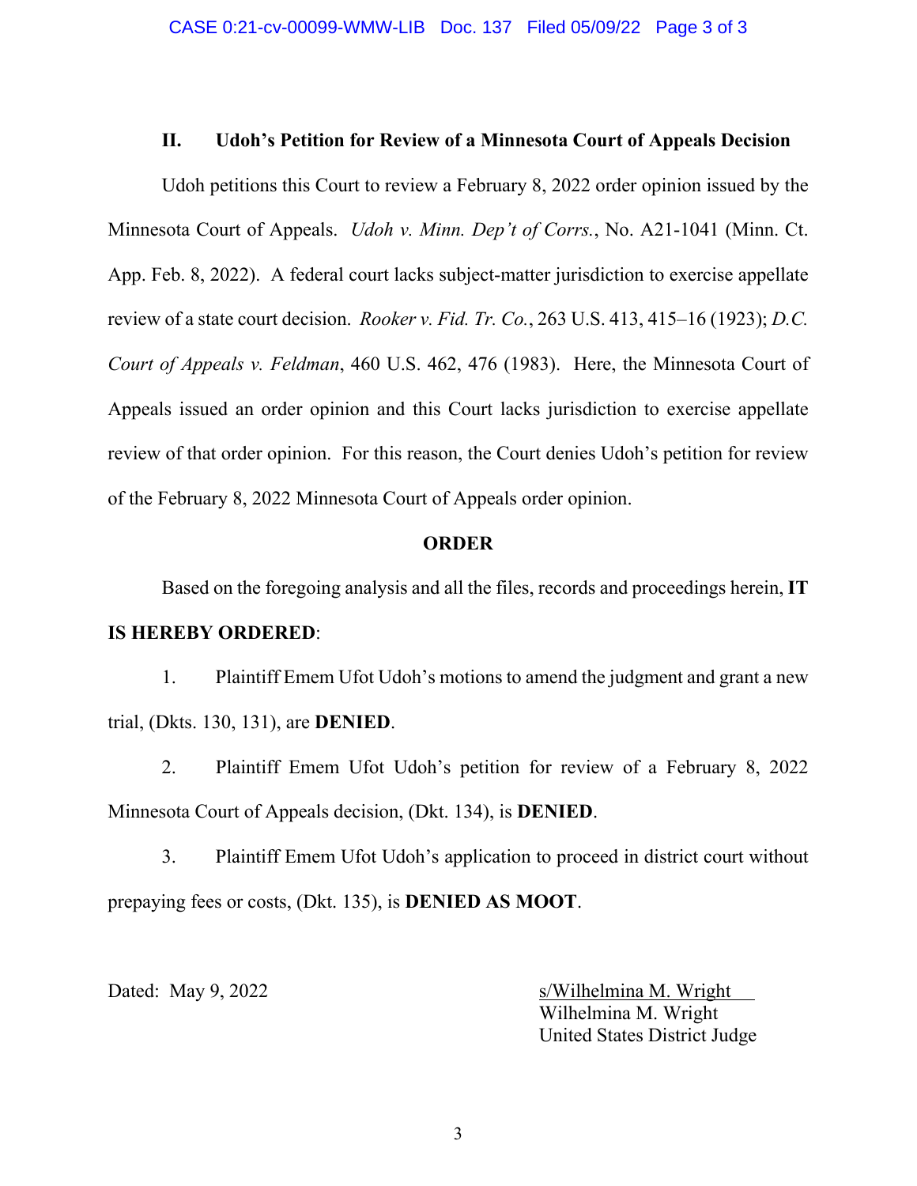## II. Udoh's Petition for Review of a Minnesota Court of Appeals Decision

Udoh petitions this Court to review a February 8, 2022 order opinion issued by the Minnesota Court of Appeals. *Udoh v. Minn. Dep't of Corrs.*, No. A21-1041 (Minn. Ct. App. Feb. 8, 2022). A federal court lacks subject-matter jurisdiction to exercise appellate review of a state court decision. *Rooker v. Fid. Tr. Co.*, 263 U.S. 413, 415–16 (1923); *D.C. Court of Appeals v. Feldman*, 460 U.S. 462, 476 (1983). Here, the Minnesota Court of Appeals issued an order opinion and this Court lacks jurisdiction to exercise appellate review of that order opinion. For this reason, the Court denies Udoh's petition for review of the February 8, 2022 Minnesota Court of Appeals order opinion.

**ORDER**

Based on the foregoing analysis and all the files, records and proceedings herein, **IT IS HEREBY ORDERED**:

1. Plaintiff Emem Ufot Udoh's motions to amend the judgment and grant a new trial, (Dkts. 130, 131), are **DENIED**.

2. Plaintiff Emem Ufot Udoh's petition for review of a February 8, 2022 Minnesota Court of Appeals decision, (Dkt. 134), is **DENIED**.

3. Plaintiff Emem Ufot Udoh's application to proceed in district court without prepaying fees or costs, (Dkt. 135), is **DENIED AS MOOT**.

Dated: May 9, 2022

s/Wilhelmina M. Wright
Wilhelmina M. Wright
United States District Judge